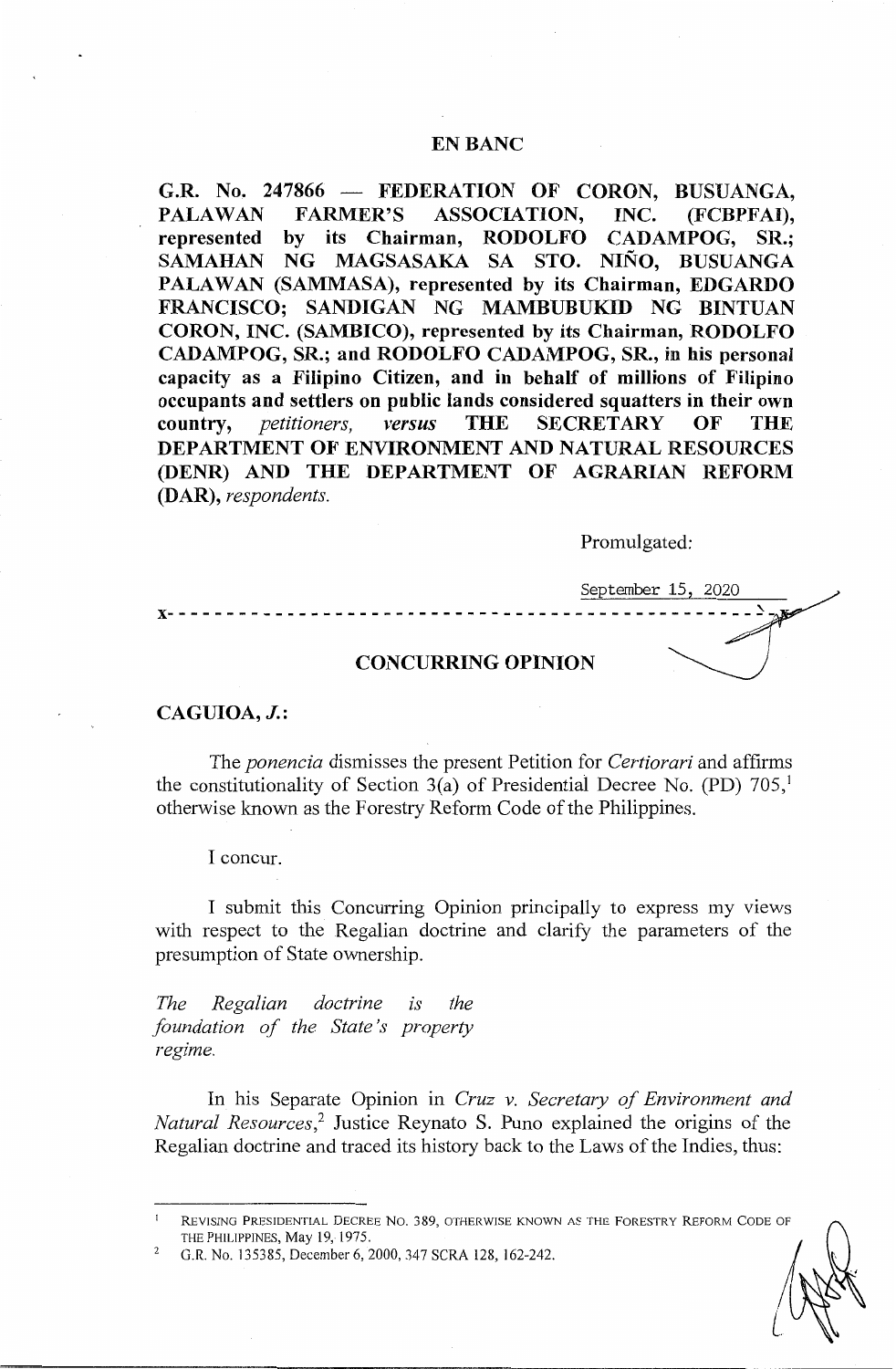**EN BANC**

**G.R. No. 247866 — FEDERATION OF CORON, BUSUANGA, PALAWAN FARMER'S ASSOCIATION, INC. (FCBPFAI), represented by its Chairman, RODOLFO CADAMPOG, SR.; SAMAHAN NG MAGSASAKA SA STO. NIÑO, BUSUANGA PALAWAN (SAMMASA), represented by its Chairman, EDGARDO FRANCISCO; SANDIGAN NG MAMBUBUKID NG BINTUAN CORON, INC. (SAMBICO), represented by its Chairman, RODOLFO CADAMPOG, SR.; and RODOLFO CADAMPOG, SR., in his personal capacity as a Filipino Citizen, and in behalf of millions of Filipino occupants and settlers on public lands considered squatters in their own country,** *petitioners,* ***versus*** **THE SECRETARY OF THE DEPARTMENT OF ENVIRONMENT AND NATURAL RESOURCES (DENR) AND THE DEPARTMENT OF AGRARIAN REFORM (DAR),** *respondents.*

Promulgated:

September 15, 2020

x- - - - - - - - - - - - - - - - - - - - - - - - - - - - - - - - - - - - - - - - - - - - - - - -x

**CONCURRING OPINION**

**CAGUIOA, *J.*:**

The *ponencia* dismisses the present Petition for *Certiorari* and affirms the constitutionality of Section 3(a) of Presidential Decree No. (PD) 705,[1] otherwise known as the Forestry Reform Code of the Philippines.

I concur.

I submit this Concurring Opinion principally to express my views with respect to the Regalian doctrine and clarify the parameters of the presumption of State ownership.

*The Regalian doctrine is the foundation of the State's property regime.*

In his Separate Opinion in *Cruz v. Secretary of Environment and Natural Resources*,[2] Justice Reynato S. Puno explained the origins of the Regalian doctrine and traced its history back to the Laws of the Indies, thus:

---

[1] REVISING PRESIDENTIAL DECREE NO. 389, OTHERWISE KNOWN AS THE FORESTRY REFORM CODE OF THE PHILIPPINES, May 19, 1975.

[2] G.R. No. 135385, December 6, 2000, 347 SCRA 128, 162-242.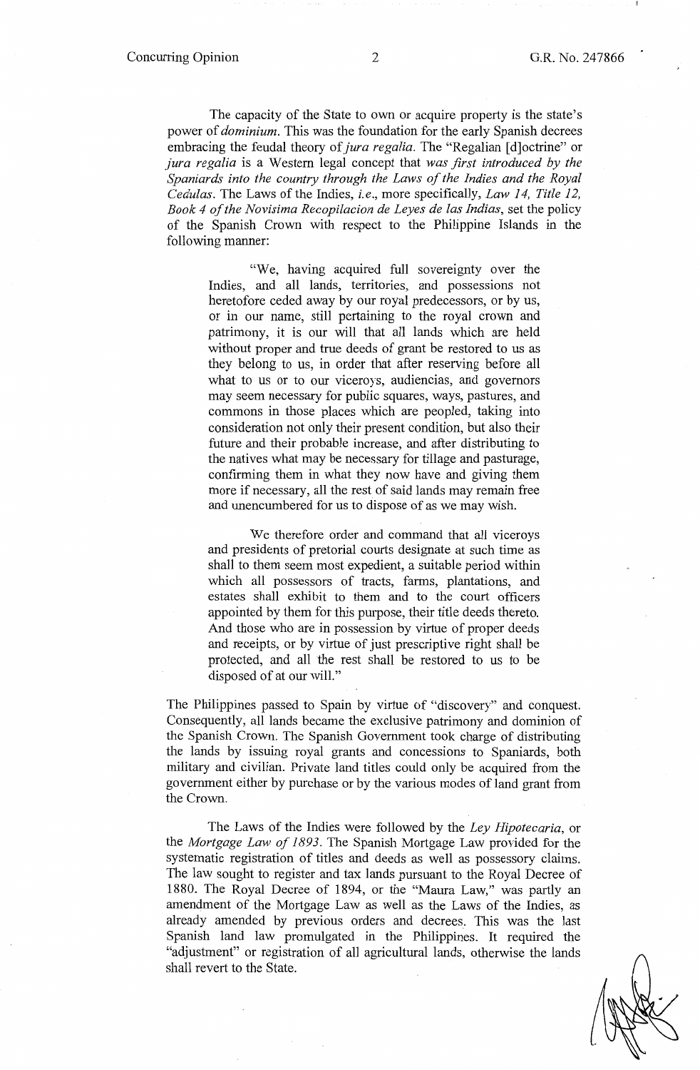The capacity of the State to own or acquire property is the state's power of *dominium*. This was the foundation for the early Spanish decrees embracing the feudal theory of *jura regalia*. The "Regalian [d]octrine" or *jura regalia* is a Western legal concept that *was first introduced by the Spaniards into the country through the Laws of the Indies and the Royal Cedulas*. The Laws of the Indies, *i.e.*, more specifically, *Law 14, Title 12, Book 4 of the Novisima Recopilacion de Leyes de las Indias*, set the policy of the Spanish Crown with respect to the Philippine Islands in the following manner:

> "We, having acquired full sovereignty over the Indies, and all lands, territories, and possessions not heretofore ceded away by our royal predecessors, or by us, or in our name, still pertaining to the royal crown and patrimony, it is our will that all lands which are held without proper and true deeds of grant be restored to us as they belong to us, in order that after reserving before all what to us or to our viceroys, audiencias, and governors may seem necessary for public squares, ways, pastures, and commons in those places which are peopled, taking into consideration not only their present condition, but also their future and their probable increase, and after distributing to the natives what may be necessary for tillage and pasturage, confirming them in what they now have and giving them more if necessary, all the rest of said lands may remain free and unencumbered for us to dispose of as we may wish.
>
> We therefore order and command that all viceroys and presidents of pretorial courts designate at such time as shall to them seem most expedient, a suitable period within which all possessors of tracts, farms, plantations, and estates shall exhibit to them and to the court officers appointed by them for this purpose, their title deeds thereto. And those who are in possession by virtue of proper deeds and receipts, or by virtue of just prescriptive right shall be protected, and all the rest shall be restored to us to be disposed of at our will."

The Philippines passed to Spain by virtue of "discovery" and conquest. Consequently, all lands became the exclusive patrimony and dominion of the Spanish Crown. The Spanish Government took charge of distributing the lands by issuing royal grants and concessions to Spaniards, both military and civilian. Private land titles could only be acquired from the government either by purchase or by the various modes of land grant from the Crown.

The Laws of the Indies were followed by the *Ley Hipotecaria*, or the *Mortgage Law of 1893*. The Spanish Mortgage Law provided for the systematic registration of titles and deeds as well as possessory claims. The law sought to register and tax lands pursuant to the Royal Decree of 1880. The Royal Decree of 1894, or the "Maura Law," was partly an amendment of the Mortgage Law as well as the Laws of the Indies, as already amended by previous orders and decrees. This was the last Spanish land law promulgated in the Philippines. It required the "adjustment" or registration of all agricultural lands, otherwise the lands shall revert to the State.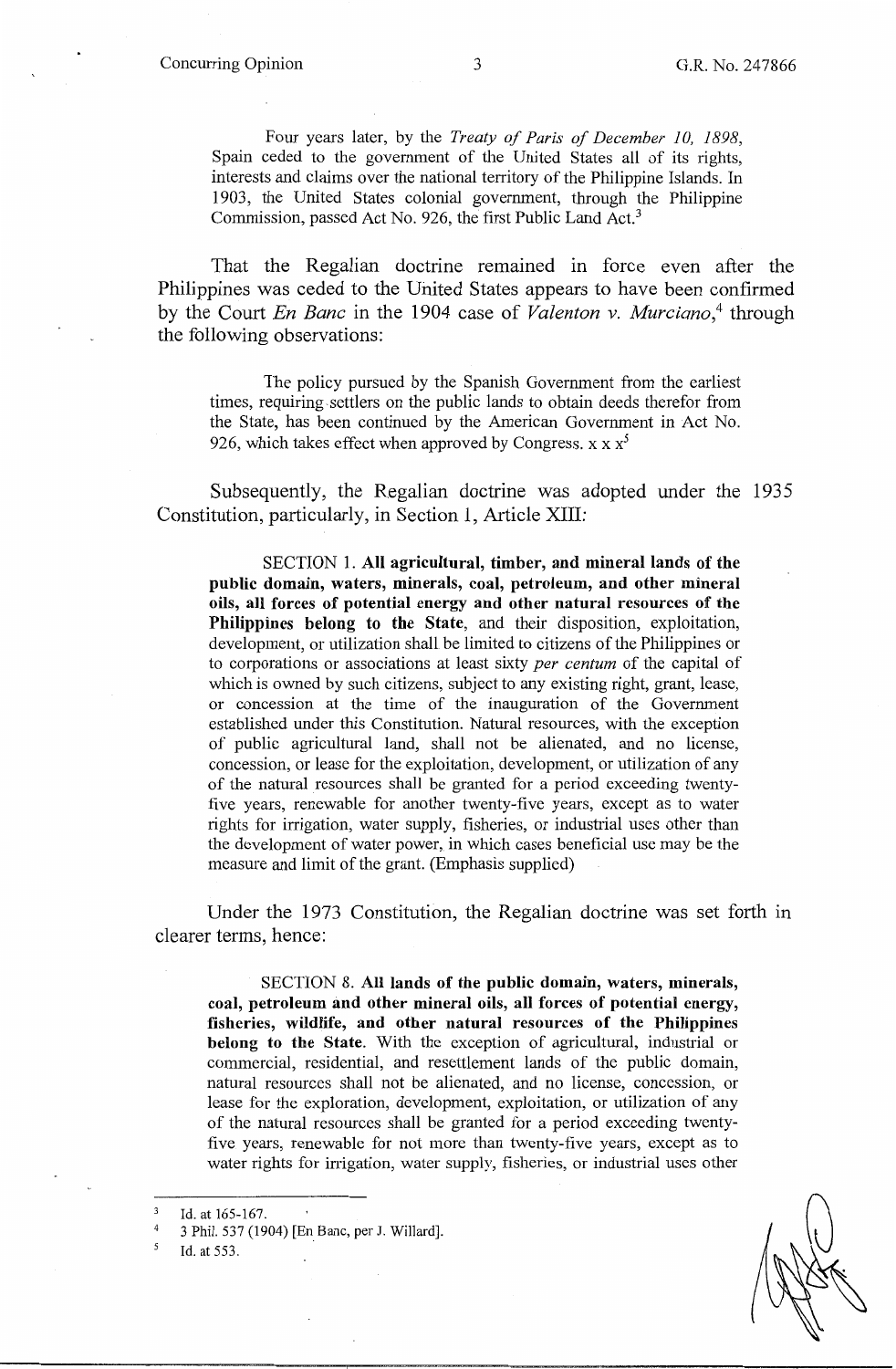Four years later, by the *Treaty of Paris of December 10, 1898*, Spain ceded to the government of the United States all of its rights, interests and claims over the national territory of the Philippine Islands. In 1903, the United States colonial government, through the Philippine Commission, passed Act No. 926, the first Public Land Act.[3]

That the Regalian doctrine remained in force even after the Philippines was ceded to the United States appears to have been confirmed by the Court *En Banc* in the 1904 case of *Valenton v. Murciano*,[4] through the following observations:

> The policy pursued by the Spanish Government from the earliest times, requiring settlers on the public lands to obtain deeds therefor from the State, has been continued by the American Government in Act No. 926, which takes effect when approved by Congress. x x x[5]

Subsequently, the Regalian doctrine was adopted under the 1935 Constitution, particularly, in Section 1, Article XIII:

> SECTION 1. **All agricultural, timber, and mineral lands of the public domain, waters, minerals, coal, petroleum, and other mineral oils, all forces of potential energy and other natural resources of the Philippines belong to the State**, and their disposition, exploitation, development, or utilization shall be limited to citizens of the Philippines or to corporations or associations at least sixty *per centum* of the capital of which is owned by such citizens, subject to any existing right, grant, lease, or concession at the time of the inauguration of the Government established under this Constitution. Natural resources, with the exception of public agricultural land, shall not be alienated, and no license, concession, or lease for the exploitation, development, or utilization of any of the natural resources shall be granted for a period exceeding twenty-five years, renewable for another twenty-five years, except as to water rights for irrigation, water supply, fisheries, or industrial uses other than the development of water power, in which cases beneficial use may be the measure and limit of the grant. (Emphasis supplied)

Under the 1973 Constitution, the Regalian doctrine was set forth in clearer terms, hence:

> SECTION 8. **All lands of the public domain, waters, minerals, coal, petroleum and other mineral oils, all forces of potential energy, fisheries, wildlife, and other natural resources of the Philippines belong to the State.** With the exception of agricultural, industrial or commercial, residential, and resettlement lands of the public domain, natural resources shall not be alienated, and no license, concession, or lease for the exploration, development, exploitation, or utilization of any of the natural resources shall be granted for a period exceeding twenty-five years, renewable for not more than twenty-five years, except as to water rights for irrigation, water supply, fisheries, or industrial uses other

---

[3] Id. at 165-167.

[4] 3 Phil. 537 (1904) [En Banc, per J. Willard].

[5] Id. at 553.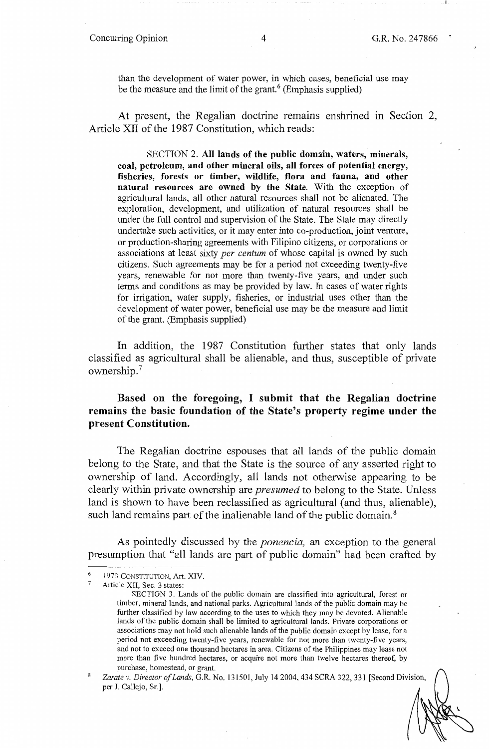than the development of water power, in which cases, beneficial use may be the measure and the limit of the grant.[6] (Emphasis supplied)

At present, the Regalian doctrine remains enshrined in Section 2, Article XII of the 1987 Constitution, which reads:

> SECTION 2. **All lands of the public domain, waters, minerals, coal, petroleum, and other mineral oils, all forces of potential energy, fisheries, forests or timber, wildlife, flora and fauna, and other natural resources are owned by the State.** With the exception of agricultural lands, all other natural resources shall not be alienated. The exploration, development, and utilization of natural resources shall be under the full control and supervision of the State. The State may directly undertake such activities, or it may enter into co-production, joint venture, or production-sharing agreements with Filipino citizens, or corporations or associations at least sixty *per centum* of whose capital is owned by such citizens. Such agreements may be for a period not exceeding twenty-five years, renewable for not more than twenty-five years, and under such terms and conditions as may be provided by law. In cases of water rights for irrigation, water supply, fisheries, or industrial uses other than the development of water power, beneficial use may be the measure and limit of the grant. (Emphasis supplied)

In addition, the 1987 Constitution further states that only lands classified as agricultural shall be alienable, and thus, susceptible of private ownership.[7]

**Based on the foregoing, I submit that the Regalian doctrine remains the basic foundation of the State's property regime under the present Constitution.**

The Regalian doctrine espouses that all lands of the public domain belong to the State, and that the State is the source of any asserted right to ownership of land. Accordingly, all lands not otherwise appearing to be clearly within private ownership are *presumed* to belong to the State. Unless land is shown to have been reclassified as agricultural (and thus, alienable), such land remains part of the inalienable land of the public domain.[8]

As pointedly discussed by the *ponencia,* an exception to the general presumption that "all lands are part of public domain" had been crafted by

---

[6] 1973 CONSTITUTION, Art. XIV.

[7] Article XII, Sec. 3 states:

SECTION 3. Lands of the public domain are classified into agricultural, forest or timber, mineral lands, and national parks. Agricultural lands of the public domain may be further classified by law according to the uses to which they may be devoted. Alienable lands of the public domain shall be limited to agricultural lands. Private corporations or associations may not hold such alienable lands of the public domain except by lease, for a period not exceeding twenty-five years, renewable for not more than twenty-five years, and not to exceed one thousand hectares in area. Citizens of the Philippines may lease not more than five hundred hectares, or acquire not more than twelve hectares thereof, by purchase, homestead, or grant.

[8] *Zarate v. Director of Lands*, G.R. No. 131501, July 14 2004, 434 SCRA 322, 331 [Second Division, per J. Callejo, Sr.].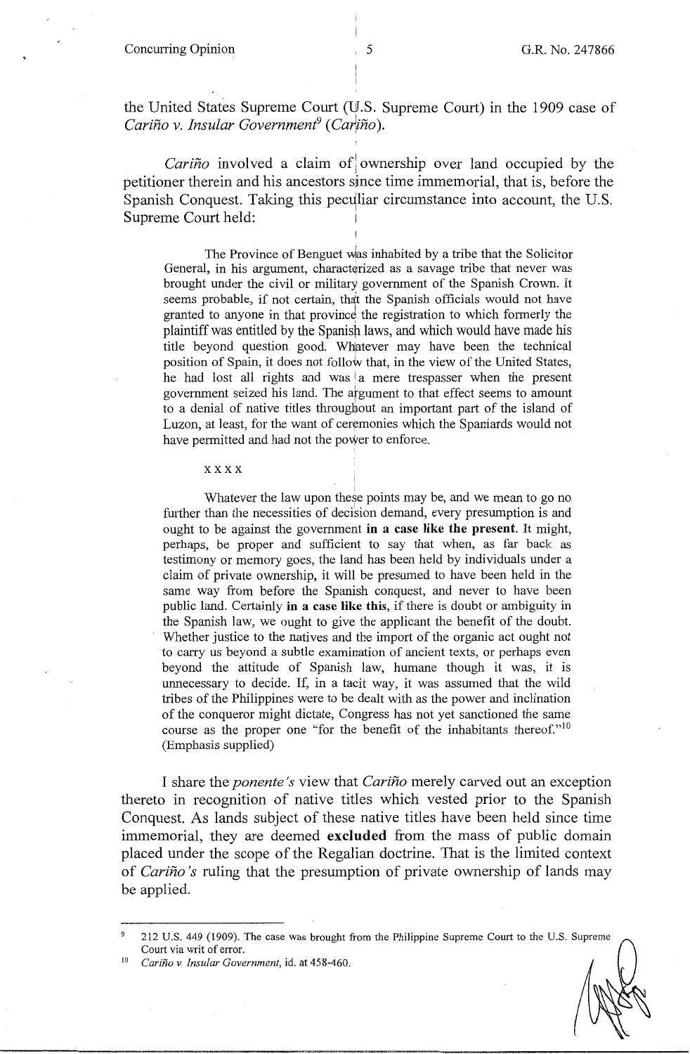the United States Supreme Court (U.S. Supreme Court) in the 1909 case of *Cariño v. Insular Government*[9] (*Cariño*).

*Cariño* involved a claim of ownership over land occupied by the petitioner therein and his ancestors since time immemorial, that is, before the Spanish Conquest. Taking this peculiar circumstance into account, the U.S. Supreme Court held:

> The Province of Benguet was inhabited by a tribe that the Solicitor General, in his argument, characterized as a savage tribe that never was brought under the civil or military government of the Spanish Crown. It seems probable, if not certain, that the Spanish officials would not have granted to anyone in that province the registration to which formerly the plaintiff was entitled by the Spanish laws, and which would have made his title beyond question good. Whatever may have been the technical position of Spain, it does not follow that, in the view of the United States, he had lost all rights and was a mere trespasser when the present government seized his land. The argument to that effect seems to amount to a denial of native titles throughout an important part of the island of Luzon, at least, for the want of ceremonies which the Spaniards would not have permitted and had not the power to enforce.
>
> x x x x
>
> Whatever the law upon these points may be, and we mean to go no further than the necessities of decision demand, every presumption is and ought to be against the government **in a case like the present.** It might, perhaps, be proper and sufficient to say that when, as far back as testimony or memory goes, the land has been held by individuals under a claim of private ownership, it will be presumed to have been held in the same way from before the Spanish conquest, and never to have been public land. Certainly **in a case like this**, if there is doubt or ambiguity in the Spanish law, we ought to give the applicant the benefit of the doubt. Whether justice to the natives and the import of the organic act ought not to carry us beyond a subtle examination of ancient texts, or perhaps even beyond the attitude of Spanish law, humane though it was, it is unnecessary to decide. If, in a tacit way, it was assumed that the wild tribes of the Philippines were to be dealt with as the power and inclination of the conqueror might dictate, Congress has not yet sanctioned the same course as the proper one "for the benefit of the inhabitants thereof."[10] (Emphasis supplied)

I share the *ponente's* view that *Cariño* merely carved out an exception thereto in recognition of native titles which vested prior to the Spanish Conquest. As lands subject of these native titles have been held since time immemorial, they are deemed **excluded** from the mass of public domain placed under the scope of the Regalian doctrine. That is the limited context of *Cariño's* ruling that the presumption of private ownership of lands may be applied.

---

[9] 212 U.S. 449 (1909). The case was brought from the Philippine Supreme Court to the U.S. Supreme Court via writ of error.

[10] *Cariño v. Insular Government*, id. at 458-460.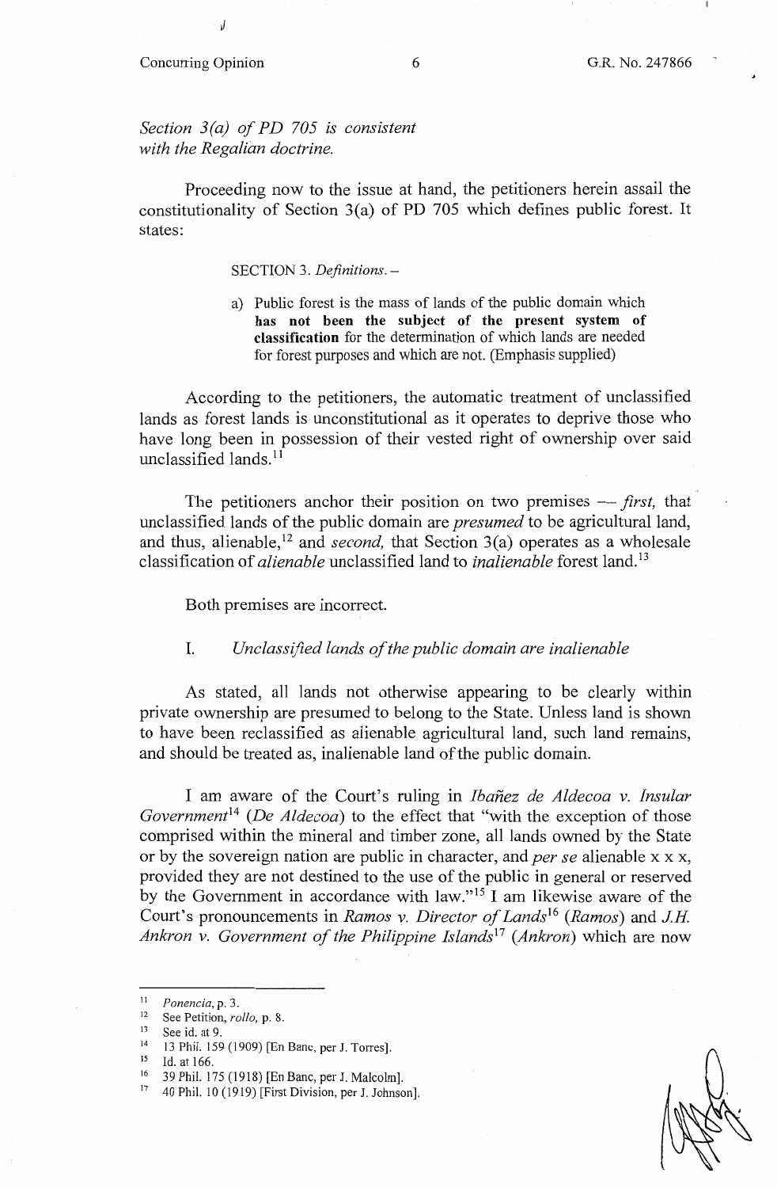*Section 3(a) of PD 705 is consistent with the Regalian doctrine.*

Proceeding now to the issue at hand, the petitioners herein assail the constitutionality of Section 3(a) of PD 705 which defines public forest. It states:

> SECTION 3. *Definitions.* –
>
> a) Public forest is the mass of lands of the public domain which **has not been the subject of the present system of classification** for the determination of which lands are needed for forest purposes and which are not. (Emphasis supplied)

According to the petitioners, the automatic treatment of unclassified lands as forest lands is unconstitutional as it operates to deprive those who have long been in possession of their vested right of ownership over said unclassified lands.[11]

The petitioners anchor their position on two premises — *first,* that unclassified lands of the public domain are *presumed* to be agricultural land, and thus, alienable,[12] and *second,* that Section 3(a) operates as a wholesale classification of *alienable* unclassified land to *inalienable* forest land.[13]

Both premises are incorrect.

I. *Unclassified lands of the public domain are inalienable*

As stated, all lands not otherwise appearing to be clearly within private ownership are presumed to belong to the State. Unless land is shown to have been reclassified as alienable agricultural land, such land remains, and should be treated as, inalienable land of the public domain.

I am aware of the Court's ruling in *Ibañez de Aldecoa v. Insular Government*[14] (*De Aldecoa*) to the effect that "with the exception of those comprised within the mineral and timber zone, all lands owned by the State or by the sovereign nation are public in character, and *per se* alienable x x x, provided they are not destined to the use of the public in general or reserved by the Government in accordance with law."[15] I am likewise aware of the Court's pronouncements in *Ramos v. Director of Lands*[16] (*Ramos*) and *J.H. Ankron v. Government of the Philippine Islands*[17] (*Ankron*) which are now

---

[11] *Ponencia*, p. 3.

[12] See Petition, *rollo,* p. 8.

[13] See id. at 9.

[14] 13 Phil. 159 (1909) [En Banc, per J. Torres].

[15] Id. at 166.

[16] 39 Phil. 175 (1918) [En Banc, per J. Malcolm].

[17] 40 Phil. 10 (1919) [First Division, per J. Johnson].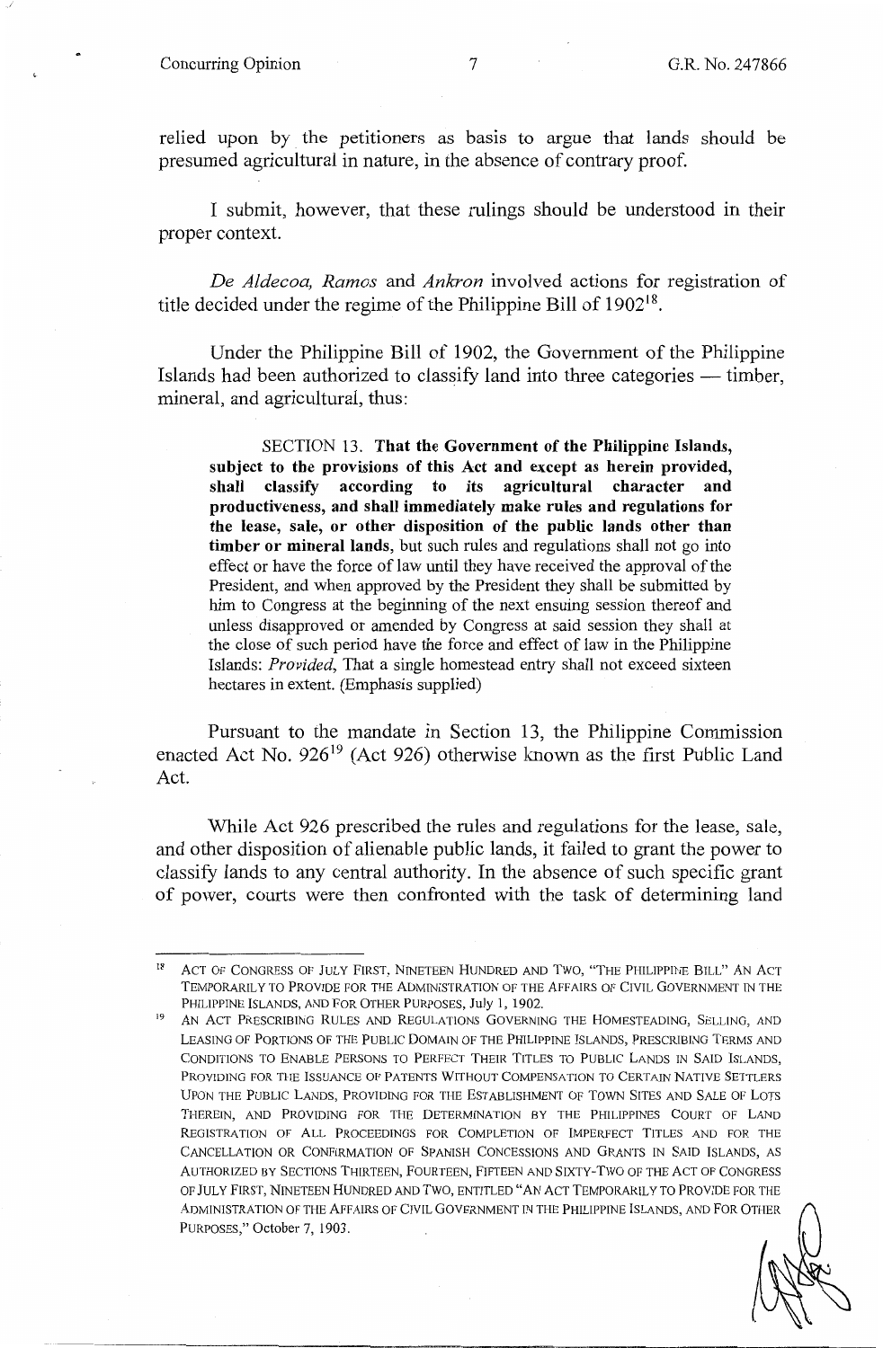relied upon by the petitioners as basis to argue that lands should be presumed agricultural in nature, in the absence of contrary proof.

I submit, however, that these rulings should be understood in their proper context.

*De Aldecoa, Ramos* and *Ankron* involved actions for registration of title decided under the regime of the Philippine Bill of 1902[18].

Under the Philippine Bill of 1902, the Government of the Philippine Islands had been authorized to classify land into three categories — timber, mineral, and agricultural, thus:

> SECTION 13. **That the Government of the Philippine Islands, subject to the provisions of this Act and except as herein provided, shall classify according to its agricultural character and productiveness, and shall immediately make rules and regulations for the lease, sale, or other disposition of the public lands other than timber or mineral lands,** but such rules and regulations shall not go into effect or have the force of law until they have received the approval of the President, and when approved by the President they shall be submitted by him to Congress at the beginning of the next ensuing session thereof and unless disapproved or amended by Congress at said session they shall at the close of such period have the force and effect of law in the Philippine Islands: *Provided*, That a single homestead entry shall not exceed sixteen hectares in extent. (Emphasis supplied)

Pursuant to the mandate in Section 13, the Philippine Commission enacted Act No. 926[19] (Act 926) otherwise known as the first Public Land Act.

While Act 926 prescribed the rules and regulations for the lease, sale, and other disposition of alienable public lands, it failed to grant the power to classify lands to any central authority. In the absence of such specific grant of power, courts were then confronted with the task of determining land

---

[18] ACT OF CONGRESS OF JULY FIRST, NINETEEN HUNDRED AND TWO, "THE PHILIPPINE BILL" AN ACT TEMPORARILY TO PROVIDE FOR THE ADMINISTRATION OF THE AFFAIRS OF CIVIL GOVERNMENT IN THE PHILIPPINE ISLANDS, AND FOR OTHER PURPOSES, July 1, 1902.

[19] AN ACT PRESCRIBING RULES AND REGULATIONS GOVERNING THE HOMESTEADING, SELLING, AND LEASING OF PORTIONS OF THE PUBLIC DOMAIN OF THE PHILIPPINE ISLANDS, PRESCRIBING TERMS AND CONDITIONS TO ENABLE PERSONS TO PERFECT THEIR TITLES TO PUBLIC LANDS IN SAID ISLANDS, PROVIDING FOR THE ISSUANCE OF PATENTS WITHOUT COMPENSATION TO CERTAIN NATIVE SETTLERS UPON THE PUBLIC LANDS, PROVIDING FOR THE ESTABLISHMENT OF TOWN SITES AND SALE OF LOTS THEREIN, AND PROVIDING FOR THE DETERMINATION BY THE PHILIPPINES COURT OF LAND REGISTRATION OF ALL PROCEEDINGS FOR COMPLETION OF IMPERFECT TITLES AND FOR THE CANCELLATION OR CONFIRMATION OF SPANISH CONCESSIONS AND GRANTS IN SAID ISLANDS, AS AUTHORIZED BY SECTIONS THIRTEEN, FOURTEEN, FIFTEEN AND SIXTY-TWO OF THE ACT OF CONGRESS OF JULY FIRST, NINETEEN HUNDRED AND TWO, ENTITLED "AN ACT TEMPORARILY TO PROVIDE FOR THE ADMINISTRATION OF THE AFFAIRS OF CIVIL GOVERNMENT IN THE PHILIPPINE ISLANDS, AND FOR OTHER PURPOSES," October 7, 1903.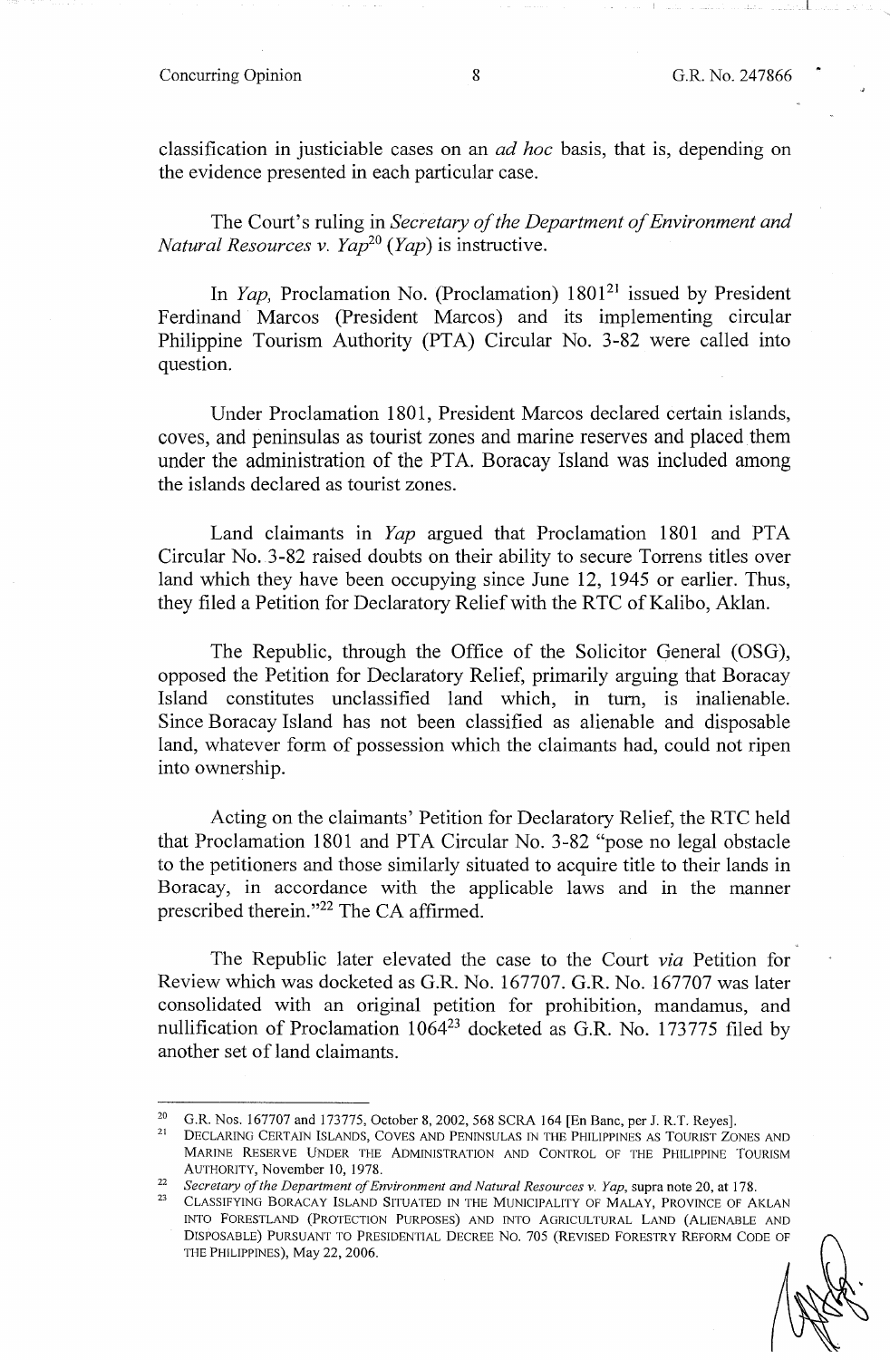classification in justiciable cases on an *ad hoc* basis, that is, depending on the evidence presented in each particular case.

The Court's ruling in *Secretary of the Department of Environment and Natural Resources v. Yap*[20] (*Yap*) is instructive.

In *Yap,* Proclamation No. (Proclamation) 1801[21] issued by President Ferdinand Marcos (President Marcos) and its implementing circular Philippine Tourism Authority (PTA) Circular No. 3-82 were called into question.

Under Proclamation 1801, President Marcos declared certain islands, coves, and peninsulas as tourist zones and marine reserves and placed them under the administration of the PTA. Boracay Island was included among the islands declared as tourist zones.

Land claimants in *Yap* argued that Proclamation 1801 and PTA Circular No. 3-82 raised doubts on their ability to secure Torrens titles over land which they have been occupying since June 12, 1945 or earlier. Thus, they filed a Petition for Declaratory Relief with the RTC of Kalibo, Aklan.

The Republic, through the Office of the Solicitor General (OSG), opposed the Petition for Declaratory Relief, primarily arguing that Boracay Island constitutes unclassified land which, in turn, is inalienable. Since Boracay Island has not been classified as alienable and disposable land, whatever form of possession which the claimants had, could not ripen into ownership.

Acting on the claimants' Petition for Declaratory Relief, the RTC held that Proclamation 1801 and PTA Circular No. 3-82 "pose no legal obstacle to the petitioners and those similarly situated to acquire title to their lands in Boracay, in accordance with the applicable laws and in the manner prescribed therein."[22] The CA affirmed.

The Republic later elevated the case to the Court *via* Petition for Review which was docketed as G.R. No. 167707. G.R. No. 167707 was later consolidated with an original petition for prohibition, mandamus, and nullification of Proclamation 1064[23] docketed as G.R. No. 173775 filed by another set of land claimants.

---

[20] G.R. Nos. 167707 and 173775, October 8, 2002, 568 SCRA 164 [En Banc, per J. R.T. Reyes].

[21] DECLARING CERTAIN ISLANDS, COVES AND PENINSULAS IN THE PHILIPPINES AS TOURIST ZONES AND MARINE RESERVE UNDER THE ADMINISTRATION AND CONTROL OF THE PHILIPPINE TOURISM AUTHORITY, November 10, 1978.

[22] *Secretary of the Department of Environment and Natural Resources v. Yap*, supra note 20, at 178.

[23] CLASSIFYING BORACAY ISLAND SITUATED IN THE MUNICIPALITY OF MALAY, PROVINCE OF AKLAN INTO FORESTLAND (PROTECTION PURPOSES) AND INTO AGRICULTURAL LAND (ALIENABLE AND DISPOSABLE) PURSUANT TO PRESIDENTIAL DECREE NO. 705 (REVISED FORESTRY REFORM CODE OF THE PHILIPPINES), May 22, 2006.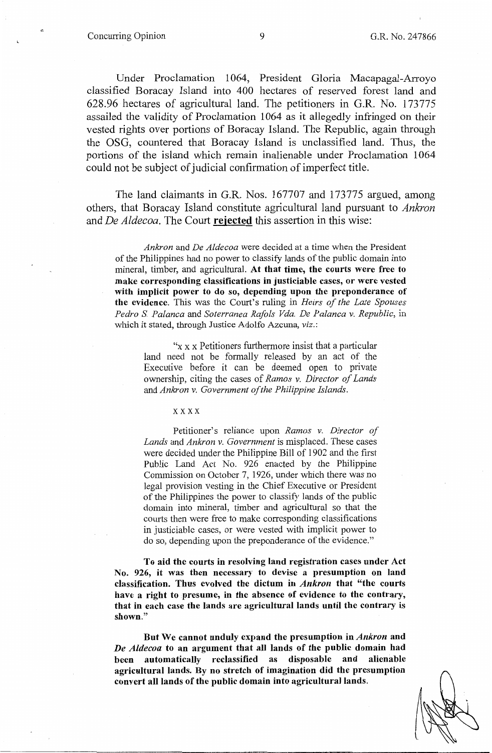Under Proclamation 1064, President Gloria Macapagal-Arroyo classified Boracay Island into 400 hectares of reserved forest land and 628.96 hectares of agricultural land. The petitioners in G.R. No. 173775 assailed the validity of Proclamation 1064 as it allegedly infringed on their vested rights over portions of Boracay Island. The Republic, again through the OSG, countered that Boracay Island is unclassified land. Thus, the portions of the island which remain inalienable under Proclamation 1064 could not be subject of judicial confirmation of imperfect title.

The land claimants in G.R. Nos. 167707 and 173775 argued, among others, that Boracay Island constitute agricultural land pursuant to *Ankron* and *De Aldecoa*. The Court **<u>rejected</u>** this assertion in this wise:

> *Ankron* and *De Aldecoa* were decided at a time when the President of the Philippines had no power to classify lands of the public domain into mineral, timber, and agricultural. **At that time, the courts were free to make corresponding classifications in justiciable cases, or were vested with implicit power to do so, depending upon the preponderance of the evidence.** This was the Court's ruling in *Heirs of the Late Spouses Pedro S. Palanca* and *Soterranea Rafols Vda. De Palanca v. Republic*, in which it stated, through Justice Adolfo Azcuna, *viz.*:
>
> > "x x x Petitioners furthermore insist that a particular land need not be formally released by an act of the Executive before it can be deemed open to private ownership, citing the cases of *Ramos v. Director of Lands* and *Ankron v. Government of the Philippine Islands*.
> >
> > x x x x
> >
> > Petitioner's reliance upon *Ramos v. Director of Lands* and *Ankron v. Government* is misplaced. These cases were decided under the Philippine Bill of 1902 and the first Public Land Act No. 926 enacted by the Philippine Commission on October 7, 1926, under which there was no legal provision vesting in the Chief Executive or President of the Philippines the power to classify lands of the public domain into mineral, timber and agricultural so that the courts then were free to make corresponding classifications in justiciable cases, or were vested with implicit power to do so, depending upon the preponderance of the evidence."
>
> **To aid the courts in resolving land registration cases under Act No. 926, it was then necessary to devise a presumption on land classification. Thus evolved the dictum in *Ankron* that "the courts have a right to presume, in the absence of evidence to the contrary, that in each case the lands are agricultural lands until the contrary is shown."**
>
> **But We cannot unduly expand the presumption in *Ankron* and *De Aldecoa* to an argument that all lands of the public domain had been automatically reclassified as disposable and alienable agricultural lands. By no stretch of imagination did the presumption convert all lands of the public domain into agricultural lands.**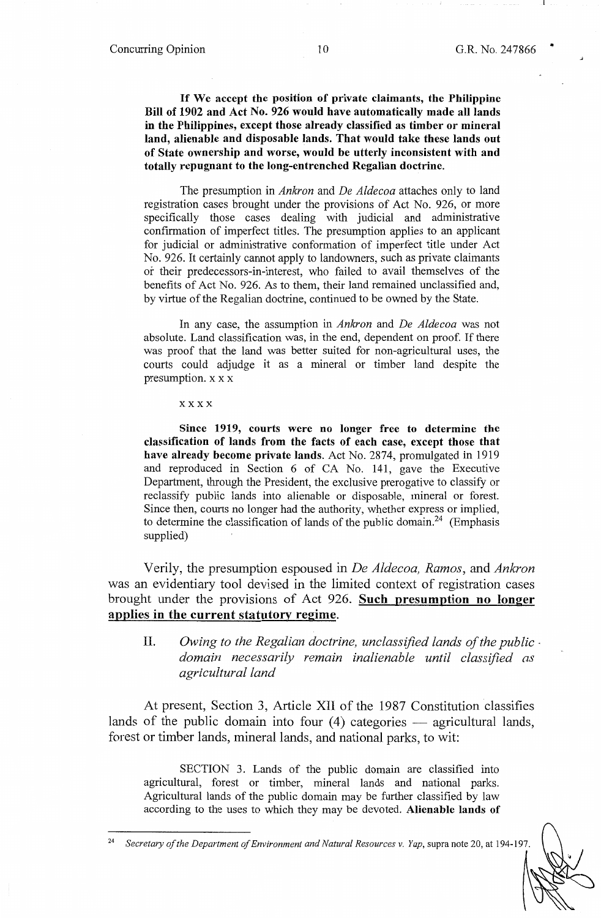> **If We accept the position of private claimants, the Philippine Bill of 1902 and Act No. 926 would have automatically made all lands in the Philippines, except those already classified as timber or mineral land, alienable and disposable lands. That would take these lands out of State ownership and worse, would be utterly inconsistent with and totally repugnant to the long-entrenched Regalian doctrine.**
>
> The presumption in *Ankron* and *De Aldecoa* attaches only to land registration cases brought under the provisions of Act No. 926, or more specifically those cases dealing with judicial and administrative confirmation of imperfect titles. The presumption applies to an applicant for judicial or administrative conformation of imperfect title under Act No. 926. It certainly cannot apply to landowners, such as private claimants or their predecessors-in-interest, who failed to avail themselves of the benefits of Act No. 926. As to them, their land remained unclassified and, by virtue of the Regalian doctrine, continued to be owned by the State.
>
> In any case, the assumption in *Ankron* and *De Aldecoa* was not absolute. Land classification was, in the end, dependent on proof. If there was proof that the land was better suited for non-agricultural uses, the courts could adjudge it as a mineral or timber land despite the presumption. x x x
>
> x x x x
>
> **Since 1919, courts were no longer free to determine the classification of lands from the facts of each case, except those that have already become private lands.** Act No. 2874, promulgated in 1919 and reproduced in Section 6 of CA No. 141, gave the Executive Department, through the President, the exclusive prerogative to classify or reclassify public lands into alienable or disposable, mineral or forest. Since then, courts no longer had the authority, whether express or implied, to determine the classification of lands of the public domain.[24] (Emphasis supplied)

Verily, the presumption espoused in *De Aldecoa, Ramos*, and *Ankron* was an evidentiary tool devised in the limited context of registration cases brought under the provisions of Act 926. **Such presumption no longer applies in the current statutory regime.**

## II. *Owing to the Regalian doctrine, unclassified lands of the public domain necessarily remain inalienable until classified as agricultural land*

At present, Section 3, Article XII of the 1987 Constitution classifies lands of the public domain into four (4) categories — agricultural lands, forest or timber lands, mineral lands, and national parks, to wit:

> SECTION 3. Lands of the public domain are classified into agricultural, forest or timber, mineral lands and national parks. Agricultural lands of the public domain may be further classified by law according to the uses to which they may be devoted. **Alienable lands of**

---

[24] *Secretary of the Department of Environment and Natural Resources v. Yap*, supra note 20, at 194-197.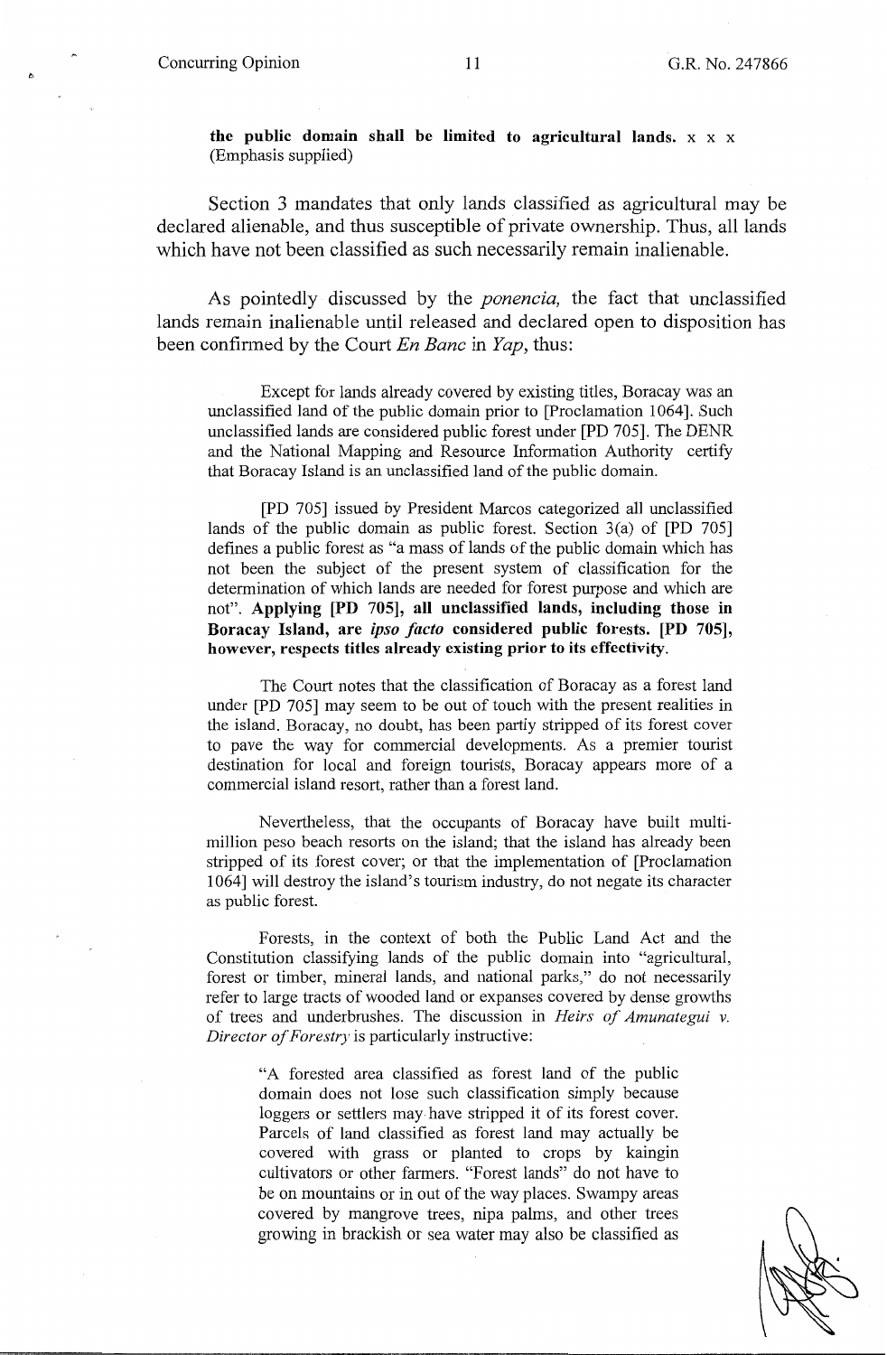**the public domain shall be limited to agricultural lands.** x x x (Emphasis supplied)

Section 3 mandates that only lands classified as agricultural may be declared alienable, and thus susceptible of private ownership. Thus, all lands which have not been classified as such necessarily remain inalienable.

As pointedly discussed by the *ponencia,* the fact that unclassified lands remain inalienable until released and declared open to disposition has been confirmed by the Court *En Banc* in *Yap*, thus:

> Except for lands already covered by existing titles, Boracay was an unclassified land of the public domain prior to [Proclamation 1064]. Such unclassified lands are considered public forest under [PD 705]. The DENR and the National Mapping and Resource Information Authority certify that Boracay Island is an unclassified land of the public domain.
>
> [PD 705] issued by President Marcos categorized all unclassified lands of the public domain as public forest. Section 3(a) of [PD 705] defines a public forest as "a mass of lands of the public domain which has not been the subject of the present system of classification for the determination of which lands are needed for forest purpose and which are not". **Applying [PD 705], all unclassified lands, including those in Boracay Island, are *ipso facto* considered public forests. [PD 705], however, respects titles already existing prior to its effectivity.**
>
> The Court notes that the classification of Boracay as a forest land under [PD 705] may seem to be out of touch with the present realities in the island. Boracay, no doubt, has been partly stripped of its forest cover to pave the way for commercial developments. As a premier tourist destination for local and foreign tourists, Boracay appears more of a commercial island resort, rather than a forest land.
>
> Nevertheless, that the occupants of Boracay have built multi-million peso beach resorts on the island; that the island has already been stripped of its forest cover; or that the implementation of [Proclamation 1064] will destroy the island's tourism industry, do not negate its character as public forest.
>
> Forests, in the context of both the Public Land Act and the Constitution classifying lands of the public domain into "agricultural, forest or timber, mineral lands, and national parks," do not necessarily refer to large tracts of wooded land or expanses covered by dense growths of trees and underbrushes. The discussion in *Heirs of Amunategui v. Director of Forestry* is particularly instructive:
>
> > "A forested area classified as forest land of the public domain does not lose such classification simply because loggers or settlers may have stripped it of its forest cover. Parcels of land classified as forest land may actually be covered with grass or planted to crops by kaingin cultivators or other farmers. "Forest lands" do not have to be on mountains or in out of the way places. Swampy areas covered by mangrove trees, nipa palms, and other trees growing in brackish or sea water may also be classified as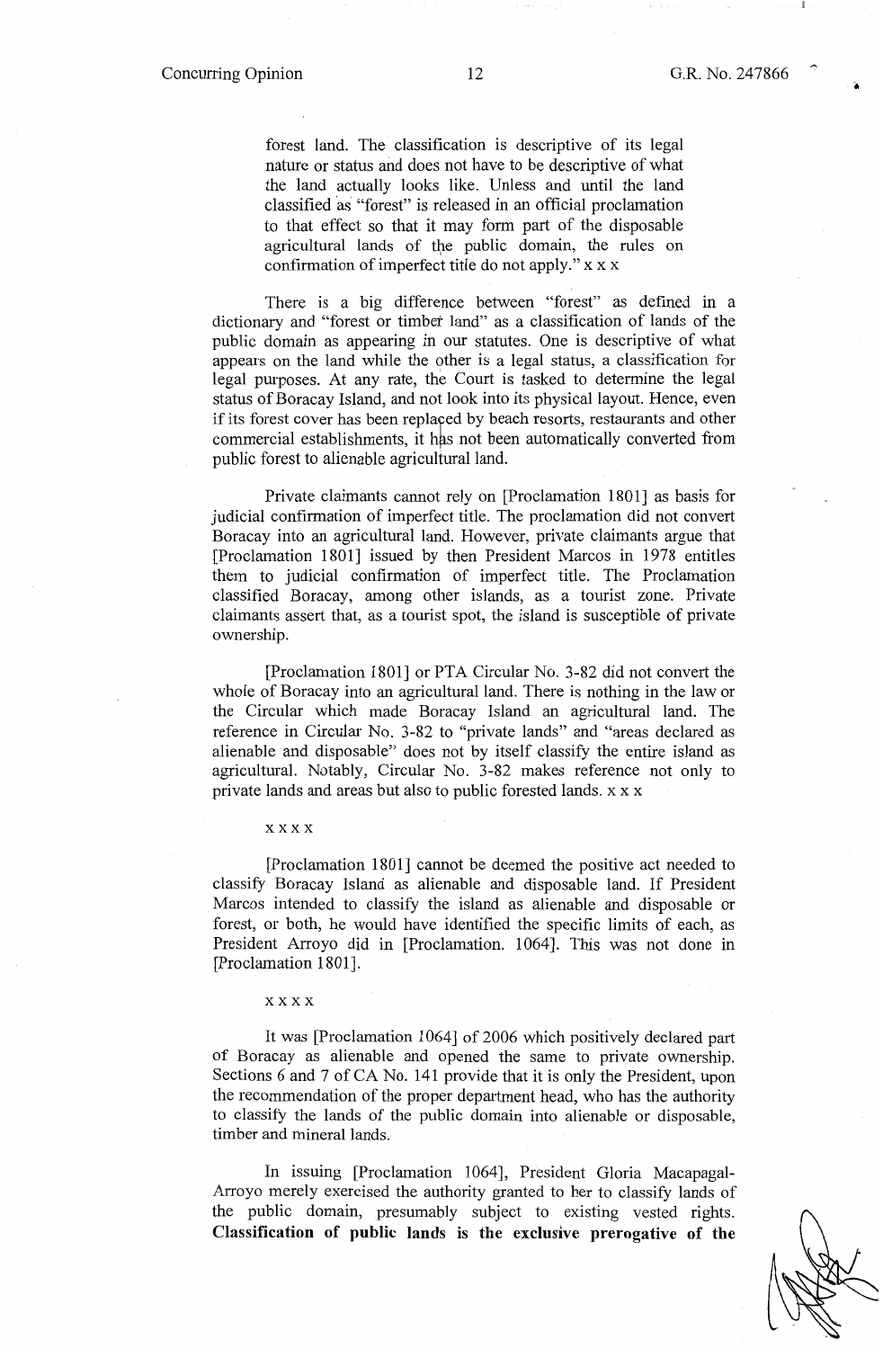> forest land. The classification is descriptive of its legal nature or status and does not have to be descriptive of what the land actually looks like. Unless and until the land classified as "forest" is released in an official proclamation to that effect so that it may form part of the disposable agricultural lands of the public domain, the rules on confirmation of imperfect title do not apply." x x x
>
> There is a big difference between "forest" as defined in a dictionary and "forest or timber land" as a classification of lands of the public domain as appearing in our statutes. One is descriptive of what appears on the land while the other is a legal status, a classification for legal purposes. At any rate, the Court is tasked to determine the legal status of Boracay Island, and not look into its physical layout. Hence, even if its forest cover has been replaced by beach resorts, restaurants and other commercial establishments, it has not been automatically converted from public forest to alienable agricultural land.
>
> Private claimants cannot rely on [Proclamation 1801] as basis for judicial confirmation of imperfect title. The proclamation did not convert Boracay into an agricultural land. However, private claimants argue that [Proclamation 1801] issued by then President Marcos in 1978 entitles them to judicial confirmation of imperfect title. The Proclamation classified Boracay, among other islands, as a tourist zone. Private claimants assert that, as a tourist spot, the island is susceptible of private ownership.
>
> [Proclamation 1801] or PTA Circular No. 3-82 did not convert the whole of Boracay into an agricultural land. There is nothing in the law or the Circular which made Boracay Island an agricultural land. The reference in Circular No. 3-82 to "private lands" and "areas declared as alienable and disposable" does not by itself classify the entire island as agricultural. Notably, Circular No. 3-82 makes reference not only to private lands and areas but also to public forested lands. x x x
>
> x x x x
>
> [Proclamation 1801] cannot be deemed the positive act needed to classify Boracay Island as alienable and disposable land. If President Marcos intended to classify the island as alienable and disposable or forest, or both, he would have identified the specific limits of each, as President Arroyo did in [Proclamation. 1064]. This was not done in [Proclamation 1801].
>
> x x x x
>
> It was [Proclamation 1064] of 2006 which positively declared part of Boracay as alienable and opened the same to private ownership. Sections 6 and 7 of CA No. 141 provide that it is only the President, upon the recommendation of the proper department head, who has the authority to classify the lands of the public domain into alienable or disposable, timber and mineral lands.
>
> In issuing [Proclamation 1064], President Gloria Macapagal-Arroyo merely exercised the authority granted to her to classify lands of the public domain, presumably subject to existing vested rights. **Classification of public lands is the exclusive prerogative of the**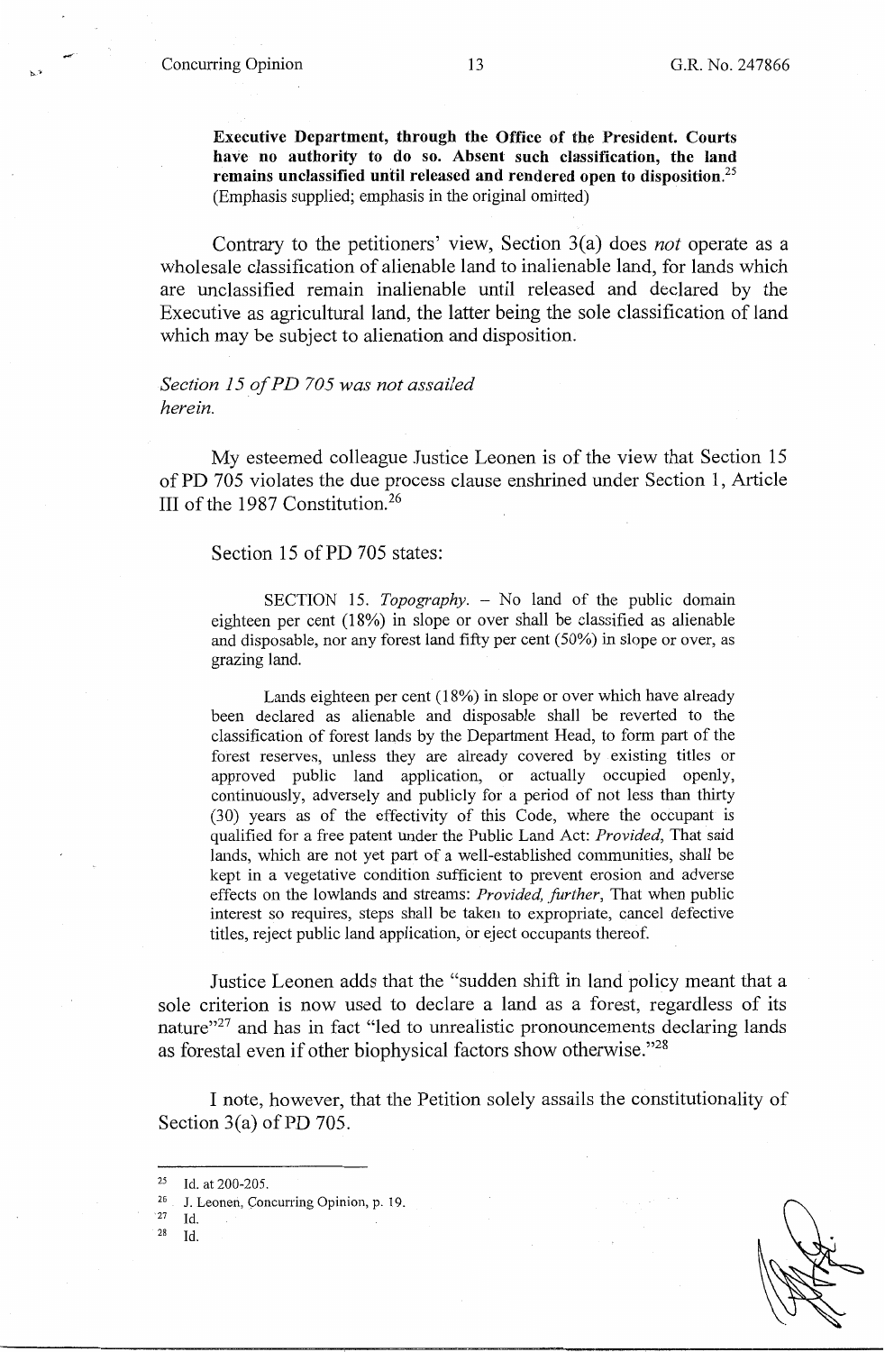> **Executive Department, through the Office of the President. Courts have no authority to do so. Absent such classification, the land remains unclassified until released and rendered open to disposition.**[25] (Emphasis supplied; emphasis in the original omitted)

Contrary to the petitioners' view, Section 3(a) does *not* operate as a wholesale classification of alienable land to inalienable land, for lands which are unclassified remain inalienable until released and declared by the Executive as agricultural land, the latter being the sole classification of land which may be subject to alienation and disposition.

*Section 15 of PD 705 was not assailed herein.*

My esteemed colleague Justice Leonen is of the view that Section 15 of PD 705 violates the due process clause enshrined under Section 1, Article III of the 1987 Constitution.[26]

Section 15 of PD 705 states:

> SECTION 15. *Topography.* – No land of the public domain eighteen per cent (18%) in slope or over shall be classified as alienable and disposable, nor any forest land fifty per cent (50%) in slope or over, as grazing land.
>
> Lands eighteen per cent (18%) in slope or over which have already been declared as alienable and disposable shall be reverted to the classification of forest lands by the Department Head, to form part of the forest reserves, unless they are already covered by existing titles or approved public land application, or actually occupied openly, continuously, adversely and publicly for a period of not less than thirty (30) years as of the effectivity of this Code, where the occupant is qualified for a free patent under the Public Land Act: *Provided*, That said lands, which are not yet part of a well-established communities, shall be kept in a vegetative condition sufficient to prevent erosion and adverse effects on the lowlands and streams: *Provided, further*, That when public interest so requires, steps shall be taken to expropriate, cancel defective titles, reject public land application, or eject occupants thereof.

Justice Leonen adds that the "sudden shift in land policy meant that a sole criterion is now used to declare a land as a forest, regardless of its nature"[27] and has in fact "led to unrealistic pronouncements declaring lands as forestal even if other biophysical factors show otherwise."[28]

I note, however, that the Petition solely assails the constitutionality of Section 3(a) of PD 705.

---

[25] Id. at 200-205.

[26] J. Leonen, Concurring Opinion, p. 19.

[27] Id.

[28] Id.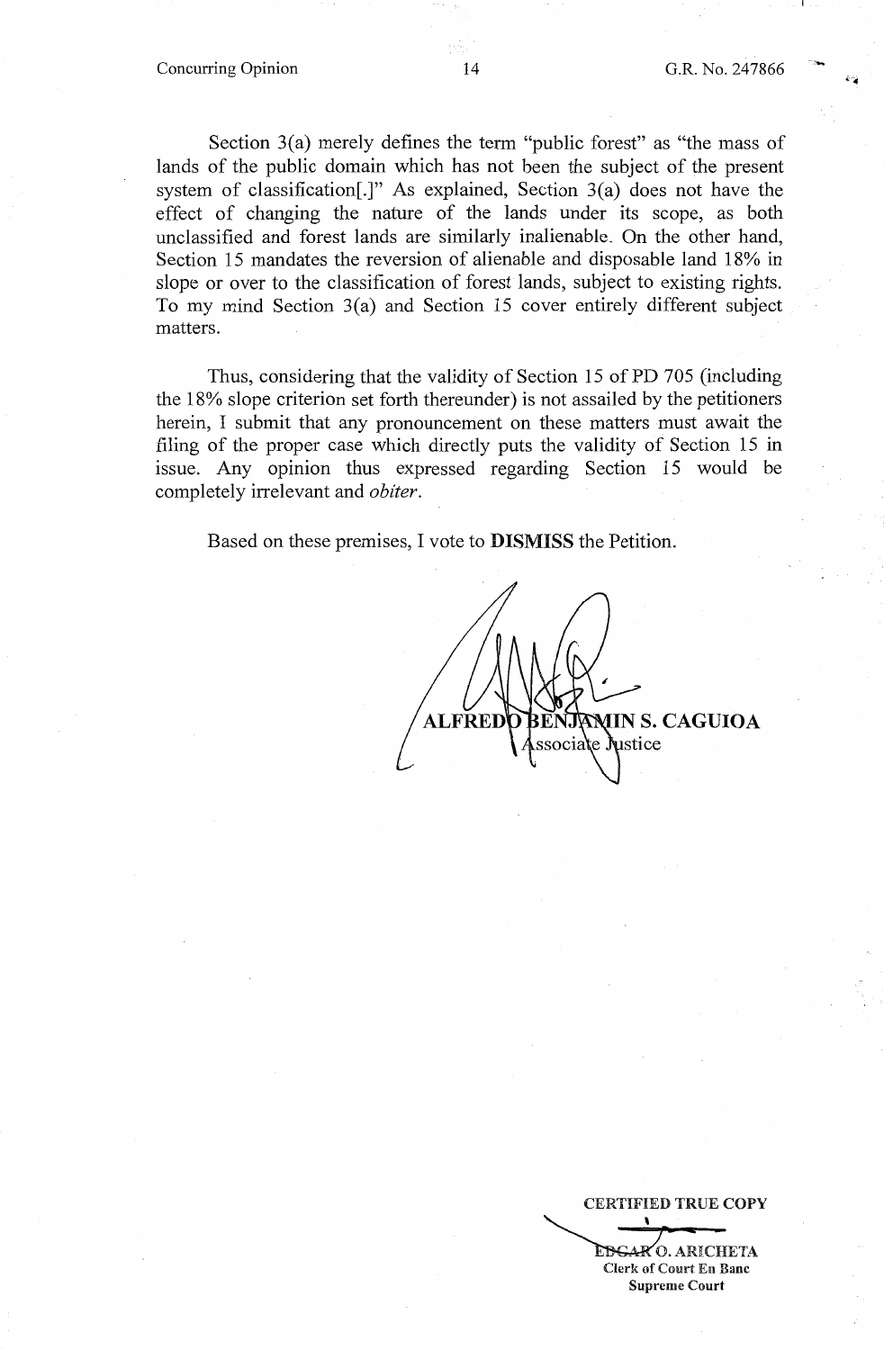Section 3(a) merely defines the term "public forest" as "the mass of lands of the public domain which has not been the subject of the present system of classification[.]" As explained, Section 3(a) does not have the effect of changing the nature of the lands under its scope, as both unclassified and forest lands are similarly inalienable. On the other hand, Section 15 mandates the reversion of alienable and disposable land 18% in slope or over to the classification of forest lands, subject to existing rights. To my mind Section 3(a) and Section 15 cover entirely different subject matters.

Thus, considering that the validity of Section 15 of PD 705 (including the 18% slope criterion set forth thereunder) is not assailed by the petitioners herein, I submit that any pronouncement on these matters must await the filing of the proper case which directly puts the validity of Section 15 in issue. Any opinion thus expressed regarding Section 15 would be completely irrelevant and *obiter*.

Based on these premises, I vote to **DISMISS** the Petition.

**ALFREDO BENJAMIN S. CAGUIOA**
Associate Justice

CERTIFIED TRUE COPY

EDGAR O. ARICHETA
Clerk of Court En Banc
Supreme Court